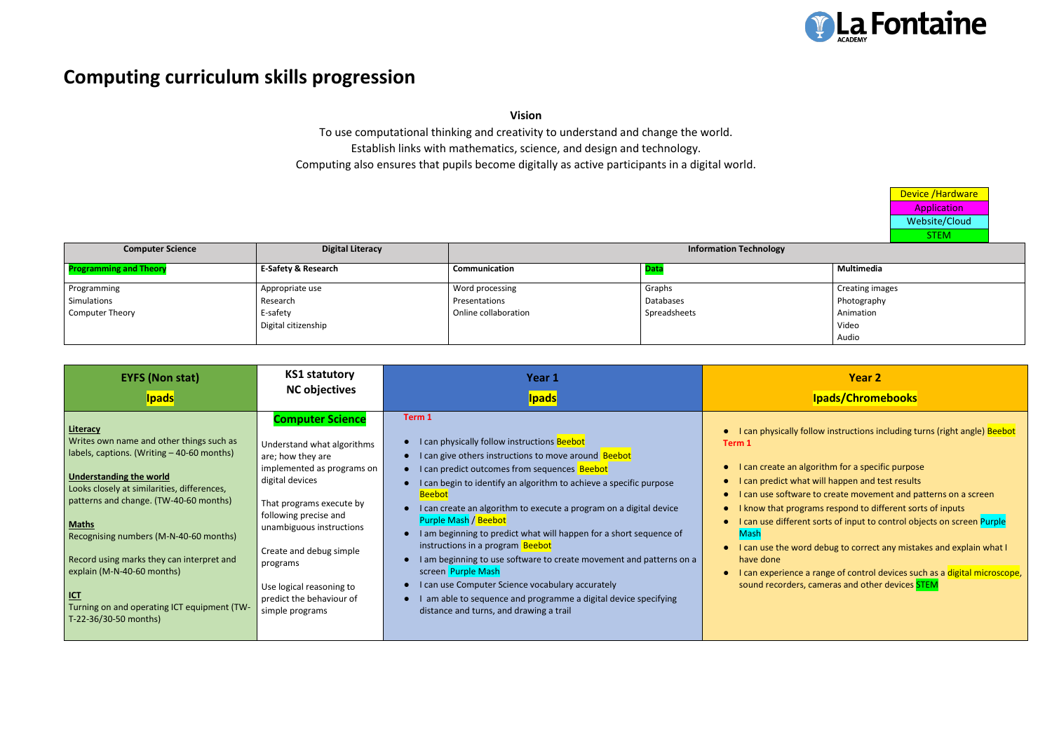# Computing curriculum skills progression

**Vision**

To use computational thinking and creativity to understand and change the world.
Establish links with mathematics, science, and design and technology.
Computing also ensures that pupils become digitally as active participants in a digital world.

| Key |
|---|
| Device /Hardware |
| Application |
| Website/Cloud |
| STEM |

| Computer Science | Digital Literacy | Information Technology | | |
|---|---|---|---|---|
| **Programming and Theory** | **E-Safety & Research** | **Communication** | **Data** | **Multimedia** |
| Programming<br>Simulations<br>Computer Theory | Appropriate use<br>Research<br>E-safety<br>Digital citizenship | Word processing<br>Presentations<br>Online collaboration | Graphs<br>Databases<br>Spreadsheets | Creating images<br>Photography<br>Animation<br>Video<br>Audio |

| EYFS (Non stat)<br>**Ipads** | KS1 statutory NC objectives | Year 1<br>**Ipads** | Year 2<br>**Ipads/Chromebooks** |
|---|---|---|---|
| **Literacy**<br>Writes own name and other things such as labels, captions. (Writing – 40-60 months)<br><br>**Understanding the world**<br>Looks closely at similarities, differences, patterns and change. (TW-40-60 months)<br><br>**Maths**<br>Recognising numbers (M-N-40-60 months)<br><br>Record using marks they can interpret and explain (M-N-40-60 months)<br><br>**ICT**<br>Turning on and operating ICT equipment (TW-T-22-36/30-50 months) | **Computer Science**<br><br>Understand what algorithms are; how they are implemented as programs on digital devices<br><br>That programs execute by following precise and unambiguous instructions<br><br>Create and debug simple programs<br><br>Use logical reasoning to predict the behaviour of simple programs | **Term 1**<br>• I can physically follow instructions Beebot<br>• I can give others instructions to move around Beebot<br>• I can predict outcomes from sequences Beebot<br>• I can begin to identify an algorithm to achieve a specific purpose Beebot<br>• I can create an algorithm to execute a program on a digital device Purple Mash / Beebot<br>• I am beginning to predict what will happen for a short sequence of instructions in a program Beebot<br>• I am beginning to use software to create movement and patterns on a screen Purple Mash<br>• I can use Computer Science vocabulary accurately<br>• I am able to sequence and programme a digital device specifying distance and turns, and drawing a trail | • I can physically follow instructions including turns (right angle) Beebot<br>**Term 1**<br>• I can create an algorithm for a specific purpose<br>• I can predict what will happen and test results<br>• I can use software to create movement and patterns on a screen<br>• I know that programs respond to different sorts of inputs<br>• I can use different sorts of input to control objects on screen Purple Mash<br>• I can use the word debug to correct any mistakes and explain what I have done<br>• I can experience a range of control devices such as a digital microscope, sound recorders, cameras and other devices STEM |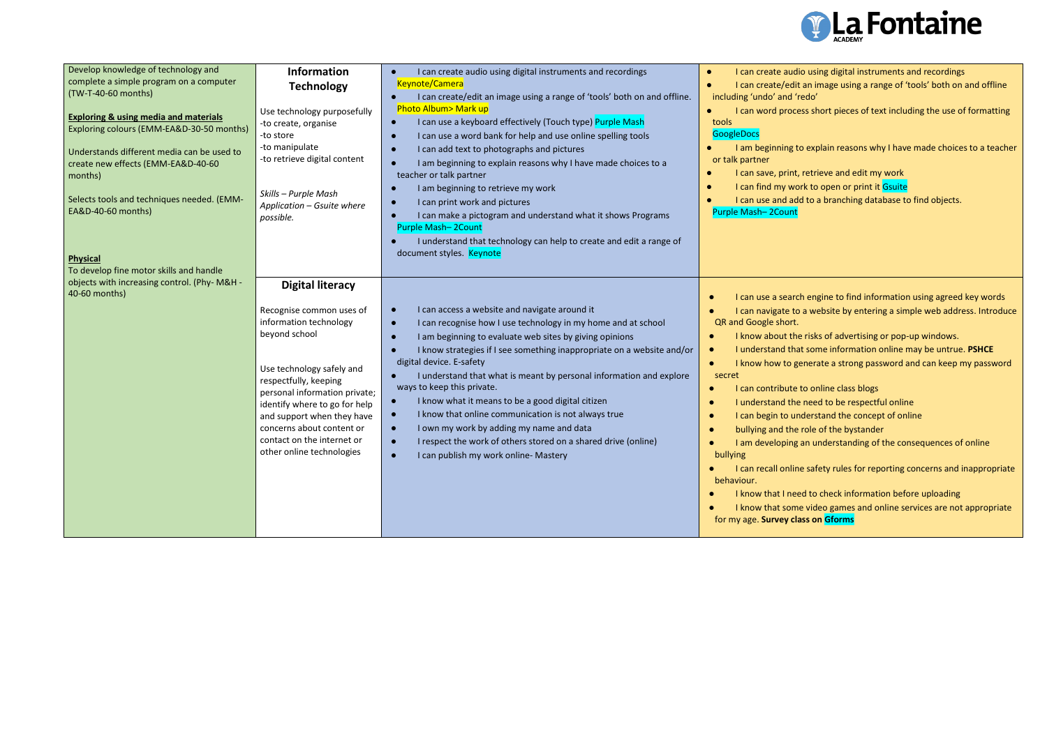| | | | |
|---|---|---|---|
| Develop knowledge of technology and complete a simple program on a computer (TW-T-40-60 months)<br><br>**Exploring & using media and materials**<br>Exploring colours (EMM-EA&D-30-50 months)<br><br>Understands different media can be used to create new effects (EMM-EA&D-40-60 months)<br><br>Selects tools and techniques needed. (EMM-EA&D-40-60 months)<br><br>**Physical**<br>To develop fine motor skills and handle objects with increasing control. (Phy- M&H - 40-60 months) | **Information Technology**<br><br>Use technology purposefully<br>-to create, organise<br>-to store<br>-to manipulate<br>-to retrieve digital content<br><br>*Skills – Purple Mash*<br>*Application – Gsuite where possible.* | • I can create audio using digital instruments and recordings Keynote/Camera<br>• I can create/edit an image using a range of 'tools' both on and offline. Photo Album> Mark up<br>• I can use a keyboard effectively (Touch type) Purple Mash<br>• I can use a word bank for help and use online spelling tools<br>• I can add text to photographs and pictures<br>• I am beginning to explain reasons why I have made choices to a teacher or talk partner<br>• I am beginning to retrieve my work<br>• I can print work and pictures<br>• I can make a pictogram and understand what it shows Programs Purple Mash– 2Count<br>• I understand that technology can help to create and edit a range of document styles. Keynote | • I can create audio using digital instruments and recordings<br>• I can create/edit an image using a range of 'tools' both on and offline including 'undo' and 'redo'<br>• I can word process short pieces of text including the use of formatting tools GoogleDocs<br>• I am beginning to explain reasons why I have made choices to a teacher or talk partner<br>• I can save, print, retrieve and edit my work<br>• I can find my work to open or print it Gsuite<br>• I can use and add to a branching database to find objects. Purple Mash– 2Count |
| | **Digital literacy**<br><br>Recognise common uses of information technology beyond school<br><br>Use technology safely and respectfully, keeping personal information private; identify where to go for help and support when they have concerns about content or contact on the internet or other online technologies | • I can access a website and navigate around it<br>• I can recognise how I use technology in my home and at school<br>• I am beginning to evaluate web sites by giving opinions<br>• I know strategies if I see something inappropriate on a website and/or digital device. E-safety<br>• I understand that what is meant by personal information and explore ways to keep this private.<br>• I know what it means to be a good digital citizen<br>• I know that online communication is not always true<br>• I own my work by adding my name and data<br>• I respect the work of others stored on a shared drive (online)<br>• I can publish my work online- Mastery | • I can use a search engine to find information using agreed key words<br>• I can navigate to a website by entering a simple web address. Introduce QR and Google short.<br>• I know about the risks of advertising or pop-up windows.<br>• I understand that some information online may be untrue. **PSHCE**<br>• I know how to generate a strong password and can keep my password secret<br>• I can contribute to online class blogs<br>• I understand the need to be respectful online<br>• I can begin to understand the concept of online<br>• bullying and the role of the bystander<br>• I am developing an understanding of the consequences of online bullying<br>• I can recall online safety rules for reporting concerns and inappropriate behaviour.<br>• I know that I need to check information before uploading<br>• I know that some video games and online services are not appropriate for my age. **Survey class on Gforms** |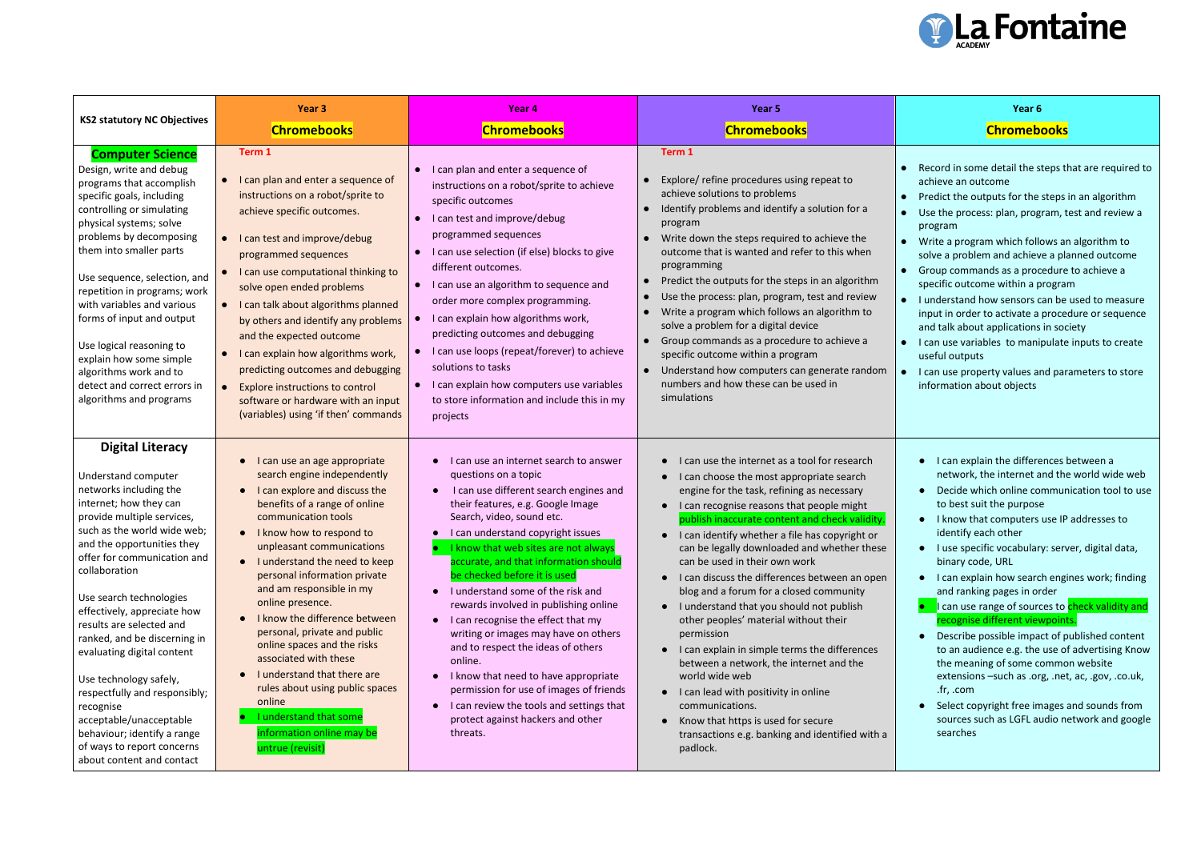| KS2 statutory NC Objectives | Year 3<br>**Chromebooks** | Year 4<br>**Chromebooks** | Year 5<br>**Chromebooks** | Year 6<br>**Chromebooks** |
|---|---|---|---|---|
| **Computer Science**<br>Design, write and debug programs that accomplish specific goals, including controlling or simulating physical systems; solve problems by decomposing them into smaller parts<br><br>Use sequence, selection, and repetition in programs; work with variables and various forms of input and output<br><br>Use logical reasoning to explain how some simple algorithms work and to detect and correct errors in algorithms and programs | **Term 1**<br>● I can plan and enter a sequence of instructions on a robot/sprite to achieve specific outcomes.<br>● I can test and improve/debug programmed sequences<br>● I can use computational thinking to solve open ended problems<br>● I can talk about algorithms planned by others and identify any problems and the expected outcome<br>● I can explain how algorithms work, predicting outcomes and debugging<br>● Explore instructions to control software or hardware with an input (variables) using 'if then' commands | ● I can plan and enter a sequence of instructions on a robot/sprite to achieve specific outcomes<br>● I can test and improve/debug programmed sequences<br>● I can use selection (if else) blocks to give different outcomes.<br>● I can use an algorithm to sequence and order more complex programming.<br>● I can explain how algorithms work, predicting outcomes and debugging<br>● I can use loops (repeat/forever) to achieve solutions to tasks<br>● I can explain how computers use variables to store information and include this in my projects | **Term 1**<br>● Explore/ refine procedures using repeat to achieve solutions to problems<br>● Identify problems and identify a solution for a program<br>● Write down the steps required to achieve the outcome that is wanted and refer to this when programming<br>● Predict the outputs for the steps in an algorithm<br>● Use the process: plan, program, test and review<br>● Write a program which follows an algorithm to solve a problem for a digital device<br>● Group commands as a procedure to achieve a specific outcome within a program<br>● Understand how computers can generate random numbers and how these can be used in simulations | ● Record in some detail the steps that are required to achieve an outcome<br>● Predict the outputs for the steps in an algorithm<br>● Use the process: plan, program, test and review a program<br>● Write a program which follows an algorithm to solve a problem and achieve a planned outcome<br>● Group commands as a procedure to achieve a specific outcome within a program<br>● I understand how sensors can be used to measure input in order to activate a procedure or sequence and talk about applications in society<br>● I can use variables to manipulate inputs to create useful outputs<br>● I can use property values and parameters to store information about objects |
| **Digital Literacy**<br><br>Understand computer networks including the internet; how they can provide multiple services, such as the world wide web; and the opportunities they offer for communication and collaboration<br><br>Use search technologies effectively, appreciate how results are selected and ranked, and be discerning in evaluating digital content<br><br>Use technology safely, respectfully and responsibly; recognise acceptable/unacceptable behaviour; identify a range of ways to report concerns about content and contact | ● I can use an age appropriate search engine independently<br>● I can explore and discuss the benefits of a range of online communication tools<br>● I know how to respond to unpleasant communications<br>● I understand the need to keep personal information private and am responsible in my online presence.<br>● I know the difference between personal, private and public online spaces and the risks associated with these<br>● I understand that there are rules about using public spaces online<br>● I understand that some information online may be untrue (revisit) | ● I can use an internet search to answer questions on a topic<br>● I can use different search engines and their features, e.g. Google Image Search, video, sound etc.<br>● I can understand copyright issues<br>● I know that web sites are not always accurate, and that information should be checked before it is used<br>● I understand some of the risk and rewards involved in publishing online<br>● I can recognise the effect that my writing or images may have on others and to respect the ideas of others online.<br>● I know that need to have appropriate permission for use of images of friends<br>● I can review the tools and settings that protect against hackers and other threats. | ● I can use the internet as a tool for research<br>● I can choose the most appropriate search engine for the task, refining as necessary<br>● I can recognise reasons that people might publish inaccurate content and check validity.<br>● I can identify whether a file has copyright or can be legally downloaded and whether these can be used in their own work<br>● I can discuss the differences between an open blog and a forum for a closed community<br>● I understand that you should not publish other peoples' material without their permission<br>● I can explain in simple terms the differences between a network, the internet and the world wide web<br>● I can lead with positivity in online communications.<br>● Know that https is used for secure transactions e.g. banking and identified with a padlock. | ● I can explain the differences between a network, the internet and the world wide web<br>● Decide which online communication tool to use to best suit the purpose<br>● I know that computers use IP addresses to identify each other<br>● I use specific vocabulary: server, digital data, binary code, URL<br>● I can explain how search engines work; finding and ranking pages in order<br>● I can use range of sources to check validity and recognise different viewpoints.<br>● Describe possible impact of published content to an audience e.g. the use of advertising Know the meaning of some common website extensions –such as .org, .net, ac, .gov, .co.uk, .fr, .com<br>● Select copyright free images and sounds from sources such as LGFL audio network and google searches |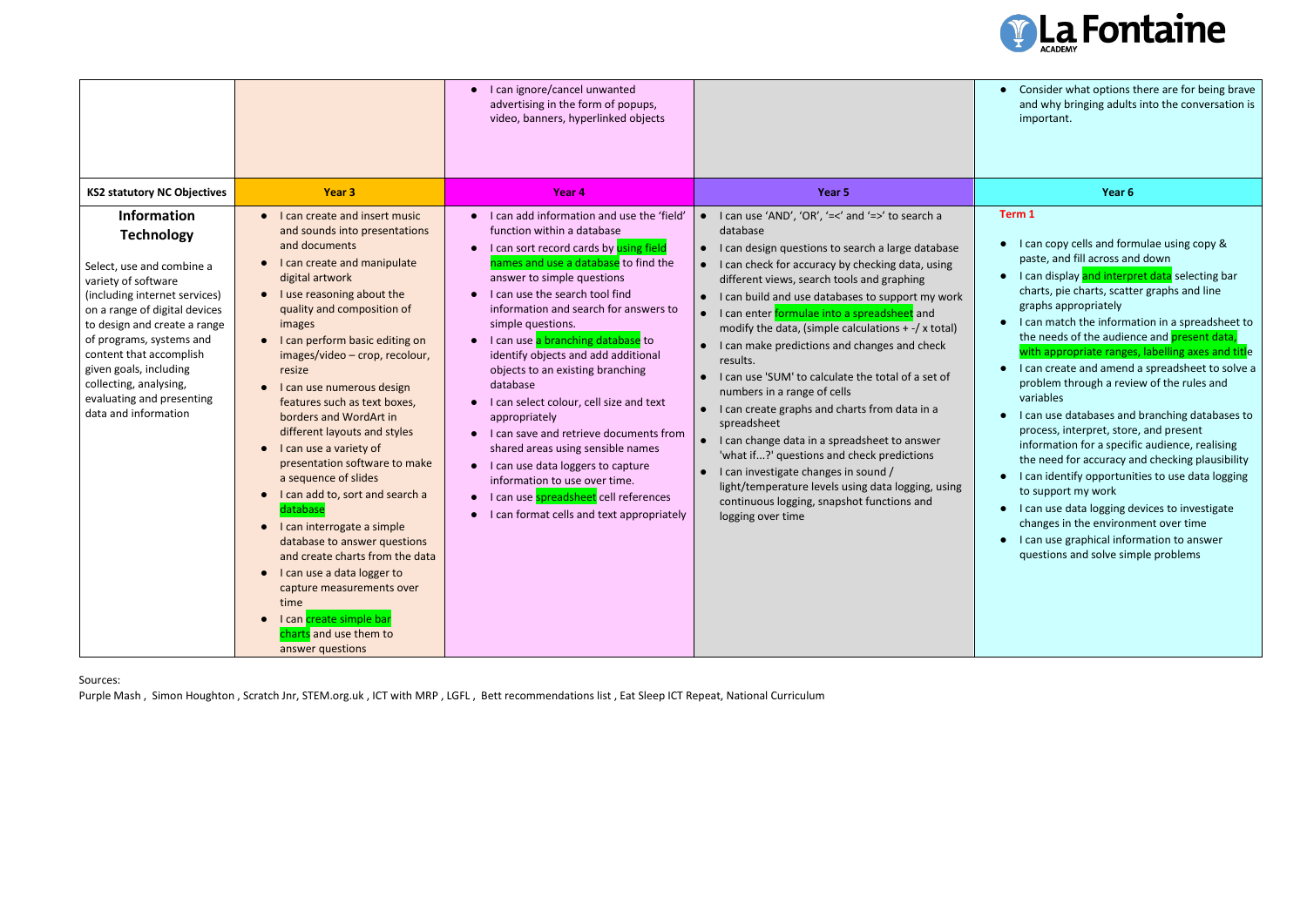| | | | | |
|---|---|---|---|---|
| | | • I can ignore/cancel unwanted advertising in the form of popups, video, banners, hyperlinked objects | | • Consider what options there are for being brave and why bringing adults into the conversation is important. |
| **KS2 statutory NC Objectives** | **Year 3** | **Year 4** | **Year 5** | **Year 6** |
| **Information Technology**<br><br>Select, use and combine a variety of software (including internet services) on a range of digital devices to design and create a range of programs, systems and content that accomplish given goals, including collecting, analysing, evaluating and presenting data and information | • I can create and insert music and sounds into presentations and documents<br>• I can create and manipulate digital artwork<br>• I use reasoning about the quality and composition of images<br>• I can perform basic editing on images/video – crop, recolour, resize<br>• I can use numerous design features such as text boxes, borders and WordArt in different layouts and styles<br>• I can use a variety of presentation software to make a sequence of slides<br>• I can add to, sort and search a database<br>• I can interrogate a simple database to answer questions and create charts from the data<br>• I can use a data logger to capture measurements over time<br>• I can create simple bar charts and use them to answer questions | • I can add information and use the 'field' function within a database<br>• I can sort record cards by using field names and use a database to find the answer to simple questions<br>• I can use the search tool find information and search for answers to simple questions.<br>• I can use a branching database to identify objects and add additional objects to an existing branching database<br>• I can select colour, cell size and text appropriately<br>• I can save and retrieve documents from shared areas using sensible names<br>• I can use data loggers to capture information to use over time.<br>• I can use spreadsheet cell references<br>• I can format cells and text appropriately | • I can use 'AND', 'OR', '=<' and '=>' to search a database<br>• I can design questions to search a large database<br>• I can check for accuracy by checking data, using different views, search tools and graphing<br>• I can build and use databases to support my work<br>• I can enter formulae into a spreadsheet and modify the data, (simple calculations + -/ x total)<br>• I can make predictions and changes and check results.<br>• I can use 'SUM' to calculate the total of a set of numbers in a range of cells<br>• I can create graphs and charts from data in a spreadsheet<br>• I can change data in a spreadsheet to answer 'what if...?' questions and check predictions<br>• I can investigate changes in sound / light/temperature levels using data logging, using continuous logging, snapshot functions and logging over time | **Term 1**<br><br>• I can copy cells and formulae using copy & paste, and fill across and down<br>• I can display and interpret data selecting bar charts, pie charts, scatter graphs and line graphs appropriately<br>• I can match the information in a spreadsheet to the needs of the audience and present data, with appropriate ranges, labelling axes and title<br>• I can create and amend a spreadsheet to solve a problem through a review of the rules and variables<br>• I can use databases and branching databases to process, interpret, store, and present information for a specific audience, realising the need for accuracy and checking plausibility<br>• I can identify opportunities to use data logging to support my work<br>• I can use data logging devices to investigate changes in the environment over time<br>• I can use graphical information to answer questions and solve simple problems |

Sources:
Purple Mash , Simon Houghton , Scratch Jnr, STEM.org.uk , ICT with MRP , LGFL , Bett recommendations list , Eat Sleep ICT Repeat, National Curriculum